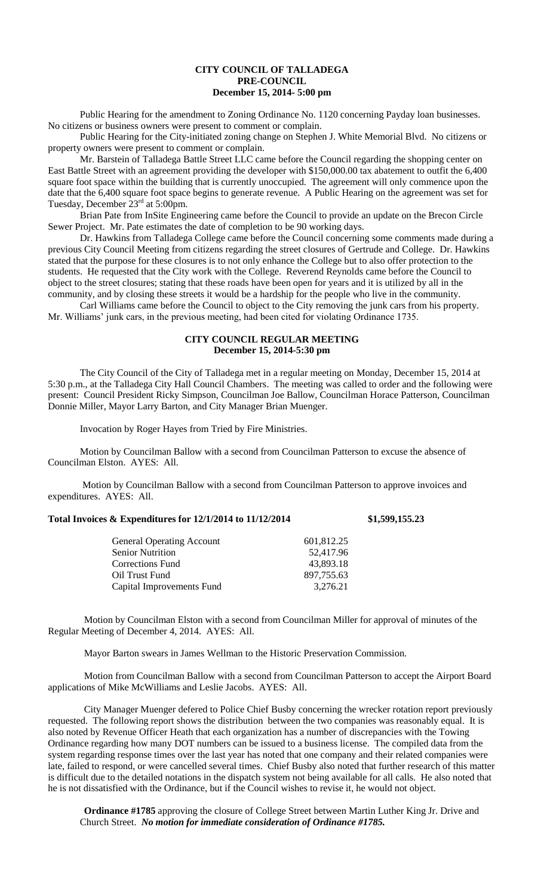# CITY COUNCIL OF TALLADEGA
## PRE-COUNCIL
### December 15, 2014- 5:00 pm

Public Hearing for the amendment to Zoning Ordinance No. 1120 concerning Payday loan businesses. No citizens or business owners were present to comment or complain.

Public Hearing for the City-initiated zoning change on Stephen J. White Memorial Blvd. No citizens or property owners were present to comment or complain.

Mr. Barstein of Talladega Battle Street LLC came before the Council regarding the shopping center on East Battle Street with an agreement providing the developer with $150,000.00 tax abatement to outfit the 6,400 square foot space within the building that is currently unoccupied. The agreement will only commence upon the date that the 6,400 square foot space begins to generate revenue. A Public Hearing on the agreement was set for Tuesday, December 23rd at 5:00pm.

Brian Pate from InSite Engineering came before the Council to provide an update on the Brecon Circle Sewer Project. Mr. Pate estimates the date of completion to be 90 working days.

Dr. Hawkins from Talladega College came before the Council concerning some comments made during a previous City Council Meeting from citizens regarding the street closures of Gertrude and College. Dr. Hawkins stated that the purpose for these closures is to not only enhance the College but to also offer protection to the students. He requested that the City work with the College. Reverend Reynolds came before the Council to object to the street closures; stating that these roads have been open for years and it is utilized by all in the community, and by closing these streets it would be a hardship for the people who live in the community.

Carl Williams came before the Council to object to the City removing the junk cars from his property. Mr. Williams' junk cars, in the previous meeting, had been cited for violating Ordinance 1735.

# CITY COUNCIL REGULAR MEETING
### December 15, 2014-5:30 pm

The City Council of the City of Talladega met in a regular meeting on Monday, December 15, 2014 at 5:30 p.m., at the Talladega City Hall Council Chambers. The meeting was called to order and the following were present: Council President Ricky Simpson, Councilman Joe Ballow, Councilman Horace Patterson, Councilman Donnie Miller, Mayor Larry Barton, and City Manager Brian Muenger.

Invocation by Roger Hayes from Tried by Fire Ministries.

Motion by Councilman Ballow with a second from Councilman Patterson to excuse the absence of Councilman Elston. AYES: All.

Motion by Councilman Ballow with a second from Councilman Patterson to approve invoices and expenditures. AYES: All.

**Total Invoices & Expenditures for 12/1/2014 to 11/12/2014 $1,599,155.23**

| | |
|---|---|
| General Operating Account | 601,812.25 |
| Senior Nutrition | 52,417.96 |
| Corrections Fund | 43,893.18 |
| Oil Trust Fund | 897,755.63 |
| Capital Improvements Fund | 3,276.21 |

Motion by Councilman Elston with a second from Councilman Miller for approval of minutes of the Regular Meeting of December 4, 2014. AYES: All.

Mayor Barton swears in James Wellman to the Historic Preservation Commission.

Motion from Councilman Ballow with a second from Councilman Patterson to accept the Airport Board applications of Mike McWilliams and Leslie Jacobs. AYES: All.

City Manager Muenger defered to Police Chief Busby concerning the wrecker rotation report previously requested. The following report shows the distribution between the two companies was reasonably equal. It is also noted by Revenue Officer Heath that each organization has a number of discrepancies with the Towing Ordinance regarding how many DOT numbers can be issued to a business license. The compiled data from the system regarding response times over the last year has noted that one company and their related companies were late, failed to respond, or were cancelled several times. Chief Busby also noted that further research of this matter is difficult due to the detailed notations in the dispatch system not being available for all calls. He also noted that he is not dissatisfied with the Ordinance, but if the Council wishes to revise it, he would not object.

**Ordinance #1785** approving the closure of College Street between Martin Luther King Jr. Drive and Church Street. ***No motion for immediate consideration of Ordinance #1785.***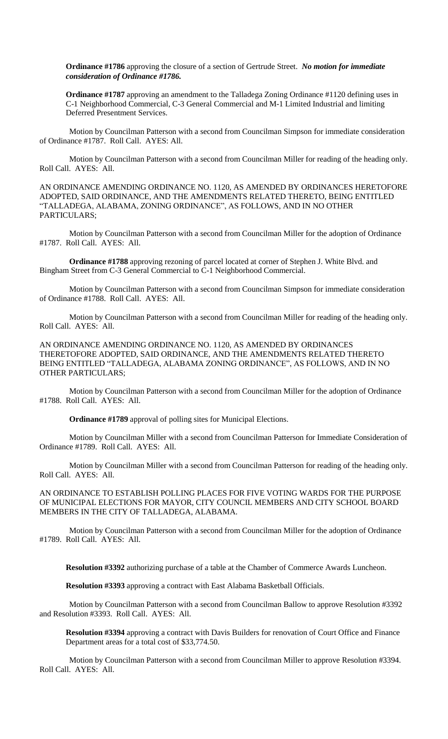**Ordinance #1786** approving the closure of a section of Gertrude Street. ***No motion for immediate consideration of Ordinance #1786.***

**Ordinance #1787** approving an amendment to the Talladega Zoning Ordinance #1120 defining uses in C-1 Neighborhood Commercial, C-3 General Commercial and M-1 Limited Industrial and limiting Deferred Presentment Services.

Motion by Councilman Patterson with a second from Councilman Simpson for immediate consideration of Ordinance #1787. Roll Call. AYES: All.

Motion by Councilman Patterson with a second from Councilman Miller for reading of the heading only. Roll Call. AYES: All.

AN ORDINANCE AMENDING ORDINANCE NO. 1120, AS AMENDED BY ORDINANCES HERETOFORE ADOPTED, SAID ORDINANCE, AND THE AMENDMENTS RELATED THERETO, BEING ENTITLED "TALLADEGA, ALABAMA, ZONING ORDINANCE", AS FOLLOWS, AND IN NO OTHER PARTICULARS;

Motion by Councilman Patterson with a second from Councilman Miller for the adoption of Ordinance #1787. Roll Call. AYES: All.

**Ordinance #1788** approving rezoning of parcel located at corner of Stephen J. White Blvd. and Bingham Street from C-3 General Commercial to C-1 Neighborhood Commercial.

Motion by Councilman Patterson with a second from Councilman Simpson for immediate consideration of Ordinance #1788. Roll Call. AYES: All.

Motion by Councilman Patterson with a second from Councilman Miller for reading of the heading only. Roll Call. AYES: All.

AN ORDINANCE AMENDING ORDINANCE NO. 1120, AS AMENDED BY ORDINANCES THERETOFORE ADOPTED, SAID ORDINANCE, AND THE AMENDMENTS RELATED THERETO BEING ENTITLED "TALLADEGA, ALABAMA ZONING ORDINANCE", AS FOLLOWS, AND IN NO OTHER PARTICULARS;

Motion by Councilman Patterson with a second from Councilman Miller for the adoption of Ordinance #1788. Roll Call. AYES: All.

**Ordinance #1789** approval of polling sites for Municipal Elections.

Motion by Councilman Miller with a second from Councilman Patterson for Immediate Consideration of Ordinance #1789. Roll Call. AYES: All.

Motion by Councilman Miller with a second from Councilman Patterson for reading of the heading only. Roll Call. AYES: All.

AN ORDINANCE TO ESTABLISH POLLING PLACES FOR FIVE VOTING WARDS FOR THE PURPOSE OF MUNICIPAL ELECTIONS FOR MAYOR, CITY COUNCIL MEMBERS AND CITY SCHOOL BOARD MEMBERS IN THE CITY OF TALLADEGA, ALABAMA.

Motion by Councilman Patterson with a second from Councilman Miller for the adoption of Ordinance #1789. Roll Call. AYES: All.

**Resolution #3392** authorizing purchase of a table at the Chamber of Commerce Awards Luncheon.

**Resolution #3393** approving a contract with East Alabama Basketball Officials.

Motion by Councilman Patterson with a second from Councilman Ballow to approve Resolution #3392 and Resolution #3393. Roll Call. AYES: All.

**Resolution #3394** approving a contract with Davis Builders for renovation of Court Office and Finance Department areas for a total cost of $33,774.50.

Motion by Councilman Patterson with a second from Councilman Miller to approve Resolution #3394. Roll Call. AYES: All.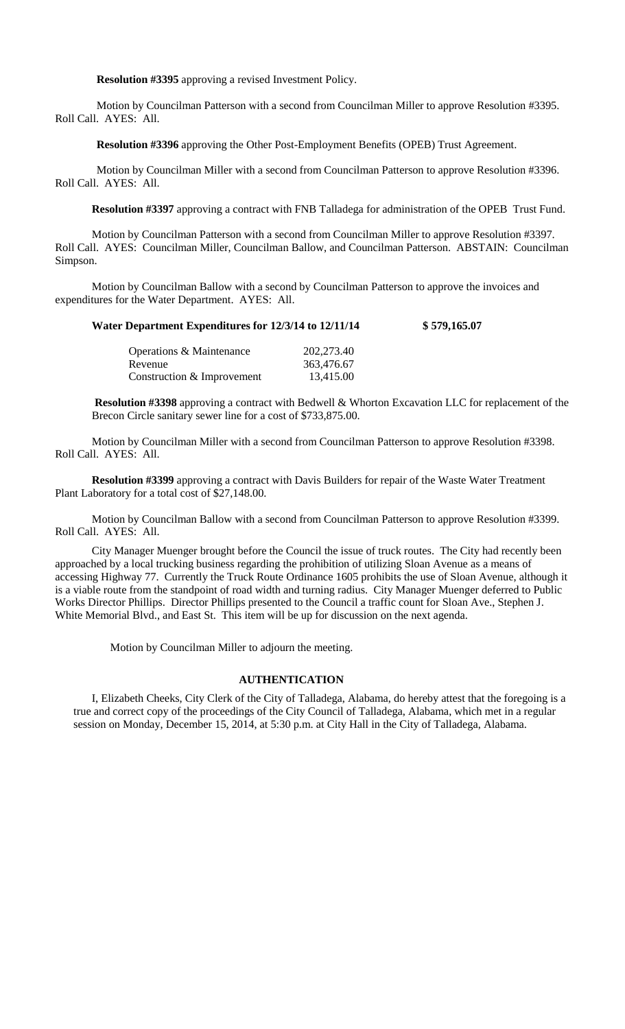**Resolution #3395** approving a revised Investment Policy.

Motion by Councilman Patterson with a second from Councilman Miller to approve Resolution #3395. Roll Call. AYES: All.

**Resolution #3396** approving the Other Post-Employment Benefits (OPEB) Trust Agreement.

Motion by Councilman Miller with a second from Councilman Patterson to approve Resolution #3396. Roll Call. AYES: All.

**Resolution #3397** approving a contract with FNB Talladega for administration of the OPEB Trust Fund.

Motion by Councilman Patterson with a second from Councilman Miller to approve Resolution #3397. Roll Call. AYES: Councilman Miller, Councilman Ballow, and Councilman Patterson. ABSTAIN: Councilman Simpson.

Motion by Councilman Ballow with a second by Councilman Patterson to approve the invoices and expenditures for the Water Department. AYES: All.

**Water Department Expenditures for 12/3/14 to 12/11/14 $ 579,165.07**

| | |
|---|---|
| Operations & Maintenance | 202,273.40 |
| Revenue | 363,476.67 |
| Construction & Improvement | 13,415.00 |

**Resolution #3398** approving a contract with Bedwell & Whorton Excavation LLC for replacement of the Brecon Circle sanitary sewer line for a cost of $733,875.00.

Motion by Councilman Miller with a second from Councilman Patterson to approve Resolution #3398. Roll Call. AYES: All.

**Resolution #3399** approving a contract with Davis Builders for repair of the Waste Water Treatment Plant Laboratory for a total cost of $27,148.00.

Motion by Councilman Ballow with a second from Councilman Patterson to approve Resolution #3399. Roll Call. AYES: All.

City Manager Muenger brought before the Council the issue of truck routes. The City had recently been approached by a local trucking business regarding the prohibition of utilizing Sloan Avenue as a means of accessing Highway 77. Currently the Truck Route Ordinance 1605 prohibits the use of Sloan Avenue, although it is a viable route from the standpoint of road width and turning radius. City Manager Muenger deferred to Public Works Director Phillips. Director Phillips presented to the Council a traffic count for Sloan Ave., Stephen J. White Memorial Blvd., and East St. This item will be up for discussion on the next agenda.

Motion by Councilman Miller to adjourn the meeting.

## AUTHENTICATION

I, Elizabeth Cheeks, City Clerk of the City of Talladega, Alabama, do hereby attest that the foregoing is a true and correct copy of the proceedings of the City Council of Talladega, Alabama, which met in a regular session on Monday, December 15, 2014, at 5:30 p.m. at City Hall in the City of Talladega, Alabama.